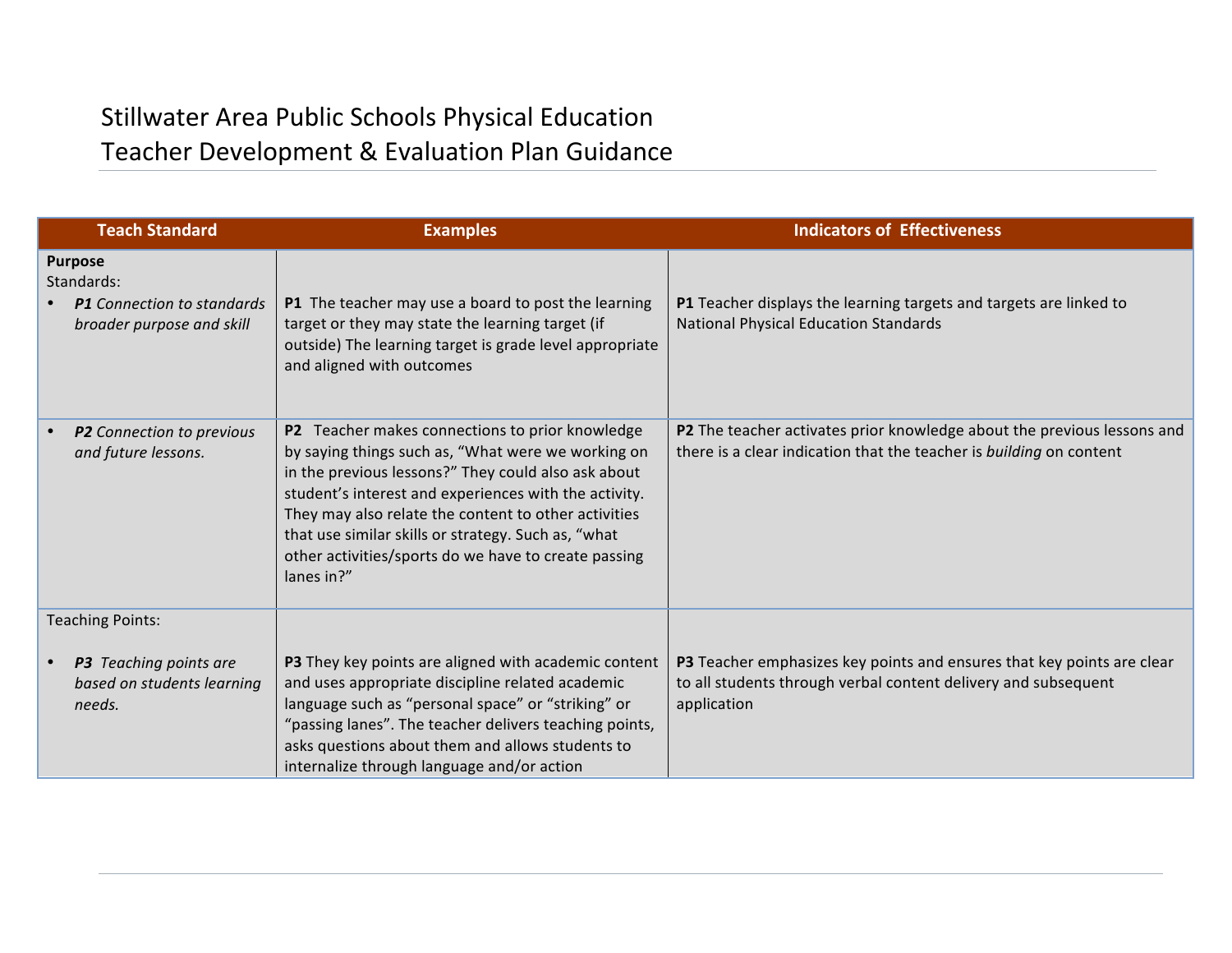# Stillwater Area Public Schools Physical Education
# Teacher Development & Evaluation Plan Guidance

| Teach Standard | Examples | Indicators of Effectiveness |
|---|---|---|
| **Purpose**<br>Standards:<br>• ***P1*** *Connection to standards broader purpose and skill* | **P1** The teacher may use a board to post the learning target or they may state the learning target (if outside) The learning target is grade level appropriate and aligned with outcomes | **P1** Teacher displays the learning targets and targets are linked to National Physical Education Standards |
| • ***P2*** *Connection to previous and future lessons.* | **P2** Teacher makes connections to prior knowledge by saying things such as, "What were we working on in the previous lessons?" They could also ask about student's interest and experiences with the activity. They may also relate the content to other activities that use similar skills or strategy. Such as, "what other activities/sports do we have to create passing lanes in?" | **P2** The teacher activates prior knowledge about the previous lessons and there is a clear indication that the teacher is *building* on content |
| Teaching Points:<br>• ***P3*** *Teaching points are based on students learning needs.* | **P3** They key points are aligned with academic content and uses appropriate discipline related academic language such as "personal space" or "striking" or "passing lanes". The teacher delivers teaching points, asks questions about them and allows students to internalize through language and/or action | **P3** Teacher emphasizes key points and ensures that key points are clear to all students through verbal content delivery and subsequent application |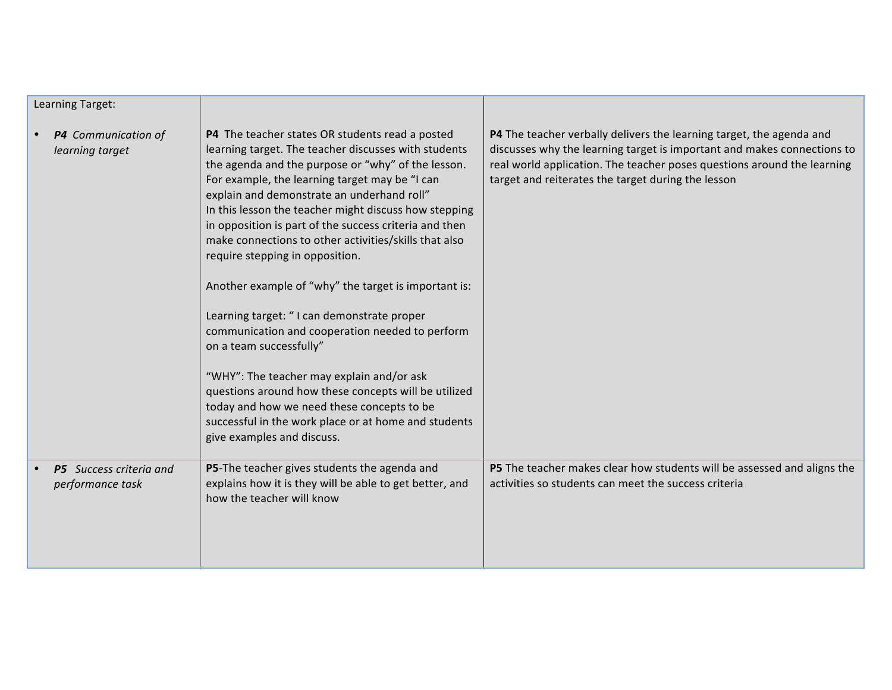| Learning Target: | | |
|---|---|---|
| • ***P4*** *Communication of learning target* | **P4** The teacher states OR students read a posted learning target. The teacher discusses with students the agenda and the purpose or "why" of the lesson. For example, the learning target may be "I can explain and demonstrate an underhand roll"<br>In this lesson the teacher might discuss how stepping in opposition is part of the success criteria and then make connections to other activities/skills that also require stepping in opposition.<br><br>Another example of "why" the target is important is:<br><br>Learning target: " I can demonstrate proper communication and cooperation needed to perform on a team successfully"<br><br>"WHY": The teacher may explain and/or ask questions around how these concepts will be utilized today and how we need these concepts to be successful in the work place or at home and students give examples and discuss. | **P4** The teacher verbally delivers the learning target, the agenda and discusses why the learning target is important and makes connections to real world application. The teacher poses questions around the learning target and reiterates the target during the lesson |
| • ***P5*** *Success criteria and performance task* | **P5**-The teacher gives students the agenda and explains how it is they will be able to get better, and how the teacher will know | **P5** The teacher makes clear how students will be assessed and aligns the activities so students can meet the success criteria |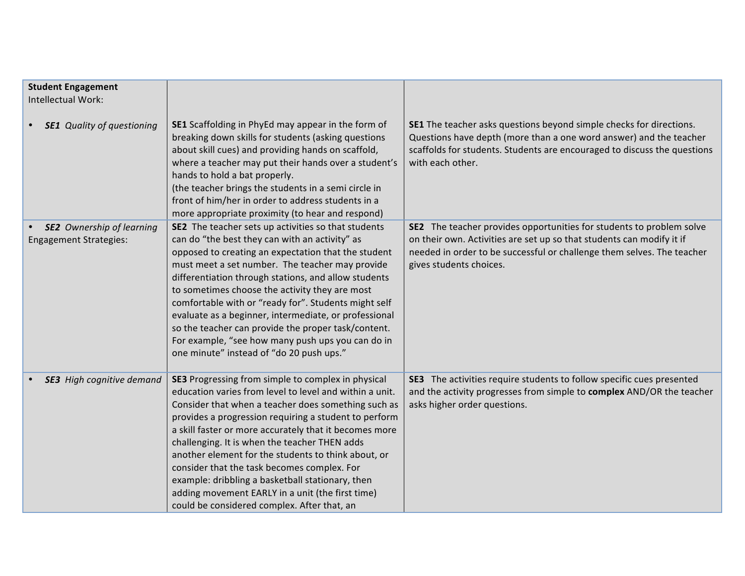| **Student Engagement**<br>Intellectual Work: | | |
|---|---|---|
| • ***SE1 Quality of questioning*** | **SE1** Scaffolding in PhyEd may appear in the form of breaking down skills for students (asking questions about skill cues) and providing hands on scaffold, where a teacher may put their hands over a student's hands to hold a bat properly.<br>(the teacher brings the students in a semi circle in front of him/her in order to address students in a more appropriate proximity (to hear and respond) | **SE1** The teacher asks questions beyond simple checks for directions. Questions have depth (more than a one word answer) and the teacher scaffolds for students. Students are encouraged to discuss the questions with each other. |
| • ***SE2 Ownership of learning***<br>Engagement Strategies: | **SE2** The teacher sets up activities so that students can do "the best they can with an activity" as opposed to creating an expectation that the student must meet a set number. The teacher may provide differentiation through stations, and allow students to sometimes choose the activity they are most comfortable with or "ready for". Students might self evaluate as a beginner, intermediate, or professional so the teacher can provide the proper task/content. For example, "see how many push ups you can do in one minute" instead of "do 20 push ups." | **SE2** The teacher provides opportunities for students to problem solve on their own. Activities are set up so that students can modify it if needed in order to be successful or challenge them selves. The teacher gives students choices. |
| • ***SE3 High cognitive demand*** | **SE3** Progressing from simple to complex in physical education varies from level to level and within a unit. Consider that when a teacher does something such as provides a progression requiring a student to perform a skill faster or more accurately that it becomes more challenging. It is when the teacher THEN adds another element for the students to think about, or consider that the task becomes complex. For example: dribbling a basketball stationary, then adding movement EARLY in a unit (the first time) could be considered complex. After that, an | **SE3** The activities require students to follow specific cues presented and the activity progresses from simple to **complex** AND/OR the teacher asks higher order questions. |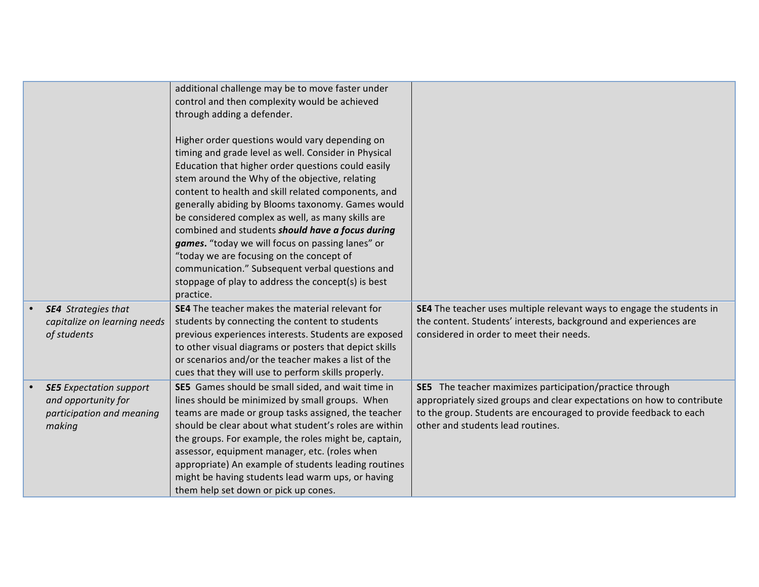| | | |
|---|---|---|
| | additional challenge may be to move faster under control and then complexity would be achieved through adding a defender.<br><br>Higher order questions would vary depending on timing and grade level as well. Consider in Physical Education that higher order questions could easily stem around the Why of the objective, relating content to health and skill related components, and generally abiding by Blooms taxonomy. Games would be considered complex as well, as many skills are combined and students ***should have a focus during games***. "today we will focus on passing lanes" or "today we are focusing on the concept of communication." Subsequent verbal questions and stoppage of play to address the concept(s) is best practice. | |
| • ***SE4*** *Strategies that capitalize on learning needs of students* | **SE4** The teacher makes the material relevant for students by connecting the content to students previous experiences interests. Students are exposed to other visual diagrams or posters that depict skills or scenarios and/or the teacher makes a list of the cues that they will use to perform skills properly. | **SE4** The teacher uses multiple relevant ways to engage the students in the content. Students' interests, background and experiences are considered in order to meet their needs. |
| • ***SE5*** *Expectation support and opportunity for participation and meaning making* | **SE5** Games should be small sided, and wait time in lines should be minimized by small groups. When teams are made or group tasks assigned, the teacher should be clear about what student's roles are within the groups. For example, the roles might be, captain, assessor, equipment manager, etc. (roles when appropriate) An example of students leading routines might be having students lead warm ups, or having them help set down or pick up cones. | **SE5** The teacher maximizes participation/practice through appropriately sized groups and clear expectations on how to contribute to the group. Students are encouraged to provide feedback to each other and students lead routines. |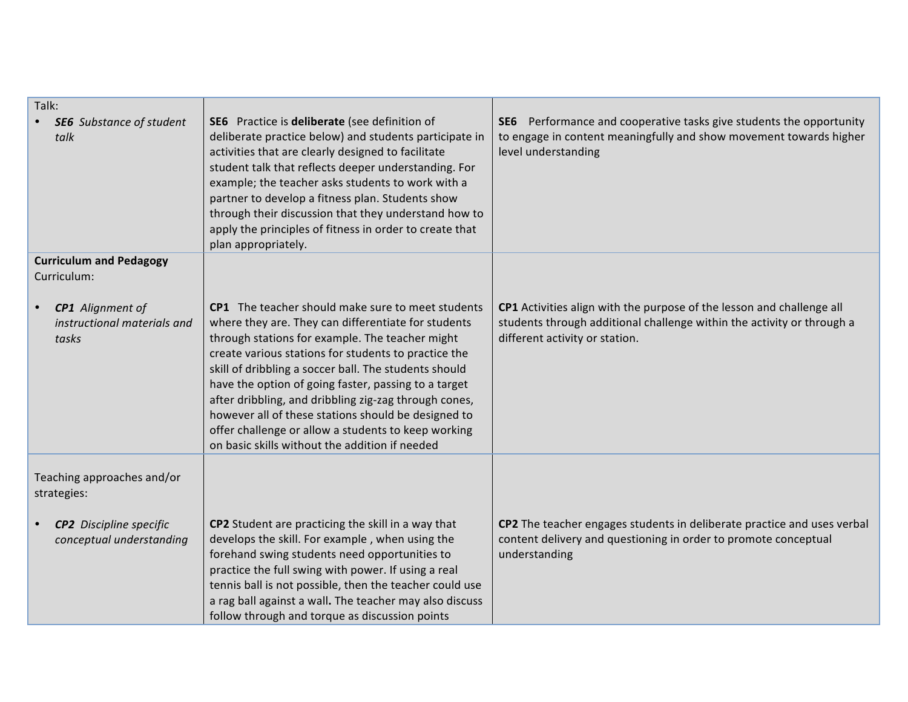| | | |
|---|---|---|
| Talk:<br>• ***SE6*** *Substance of student talk* | **SE6** Practice is **deliberate** (see definition of deliberate practice below) and students participate in activities that are clearly designed to facilitate student talk that reflects deeper understanding. For example; the teacher asks students to work with a partner to develop a fitness plan. Students show through their discussion that they understand how to apply the principles of fitness in order to create that plan appropriately. | **SE6** Performance and cooperative tasks give students the opportunity to engage in content meaningfully and show movement towards higher level understanding |
| **Curriculum and Pedagogy**<br>Curriculum:<br><br>• ***CP1*** *Alignment of instructional materials and tasks* | **CP1** The teacher should make sure to meet students where they are. They can differentiate for students through stations for example. The teacher might create various stations for students to practice the skill of dribbling a soccer ball. The students should have the option of going faster, passing to a target after dribbling, and dribbling zig-zag through cones, however all of these stations should be designed to offer challenge or allow a students to keep working on basic skills without the addition if needed | **CP1** Activities align with the purpose of the lesson and challenge all students through additional challenge within the activity or through a different activity or station. |
| Teaching approaches and/or strategies:<br><br>• ***CP2*** *Discipline specific conceptual understanding* | **CP2** Student are practicing the skill in a way that develops the skill. For example , when using the forehand swing students need opportunities to practice the full swing with power. If using a real tennis ball is not possible, then the teacher could use a rag ball against a wall**.** The teacher may also discuss follow through and torque as discussion points | **CP2** The teacher engages students in deliberate practice and uses verbal content delivery and questioning in order to promote conceptual understanding |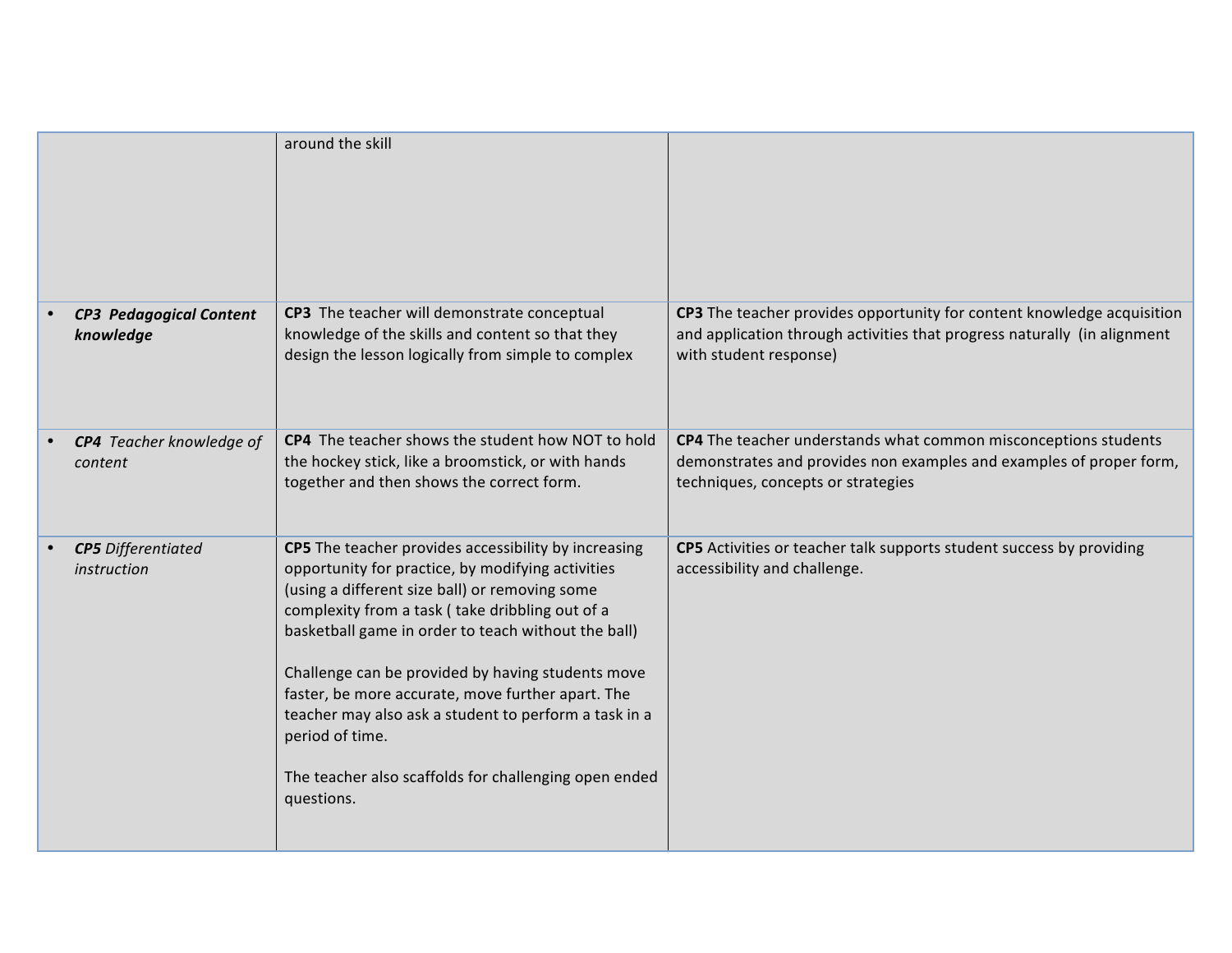| | | |
|---|---|---|
| | around the skill | |
| • ***CP3 Pedagogical Content knowledge*** | **CP3** The teacher will demonstrate conceptual knowledge of the skills and content so that they design the lesson logically from simple to complex | **CP3** The teacher provides opportunity for content knowledge acquisition and application through activities that progress naturally (in alignment with student response) |
| • ***CP4*** *Teacher knowledge of content* | **CP4** The teacher shows the student how NOT to hold the hockey stick, like a broomstick, or with hands together and then shows the correct form. | **CP4** The teacher understands what common misconceptions students demonstrates and provides non examples and examples of proper form, techniques, concepts or strategies |
| • ***CP5*** *Differentiated instruction* | **CP5** The teacher provides accessibility by increasing opportunity for practice, by modifying activities (using a different size ball) or removing some complexity from a task ( take dribbling out of a basketball game in order to teach without the ball)<br><br>Challenge can be provided by having students move faster, be more accurate, move further apart. The teacher may also ask a student to perform a task in a period of time.<br><br>The teacher also scaffolds for challenging open ended questions. | **CP5** Activities or teacher talk supports student success by providing accessibility and challenge. |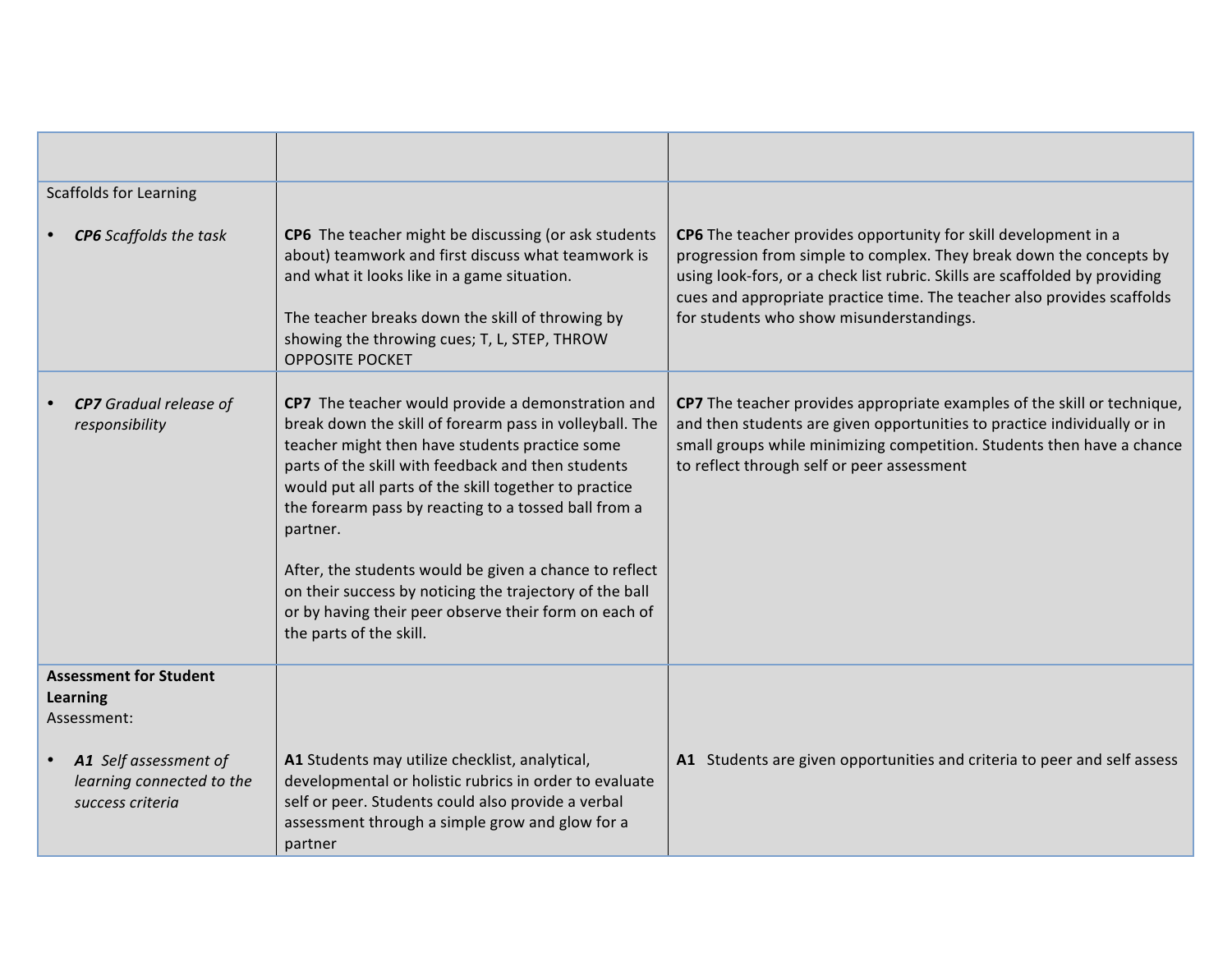|  |  |  |
|---|---|---|
| Scaffolds for Learning<br><br>• ***CP6*** *Scaffolds the task* | **CP6** The teacher might be discussing (or ask students about) teamwork and first discuss what teamwork is and what it looks like in a game situation.<br><br>The teacher breaks down the skill of throwing by showing the throwing cues; T, L, STEP, THROW OPPOSITE POCKET | **CP6** The teacher provides opportunity for skill development in a progression from simple to complex. They break down the concepts by using look-fors, or a check list rubric. Skills are scaffolded by providing cues and appropriate practice time. The teacher also provides scaffolds for students who show misunderstandings. |
| • ***CP7*** *Gradual release of responsibility* | **CP7** The teacher would provide a demonstration and break down the skill of forearm pass in volleyball. The teacher might then have students practice some parts of the skill with feedback and then students would put all parts of the skill together to practice the forearm pass by reacting to a tossed ball from a partner.<br><br>After, the students would be given a chance to reflect on their success by noticing the trajectory of the ball or by having their peer observe their form on each of the parts of the skill. | **CP7** The teacher provides appropriate examples of the skill or technique, and then students are given opportunities to practice individually or in small groups while minimizing competition. Students then have a chance to reflect through self or peer assessment |
| **Assessment for Student Learning**<br>Assessment:<br><br>• ***A1*** *Self assessment of learning connected to the success criteria* | **A1** Students may utilize checklist, analytical, developmental or holistic rubrics in order to evaluate self or peer. Students could also provide a verbal assessment through a simple grow and glow for a partner | **A1** Students are given opportunities and criteria to peer and self assess |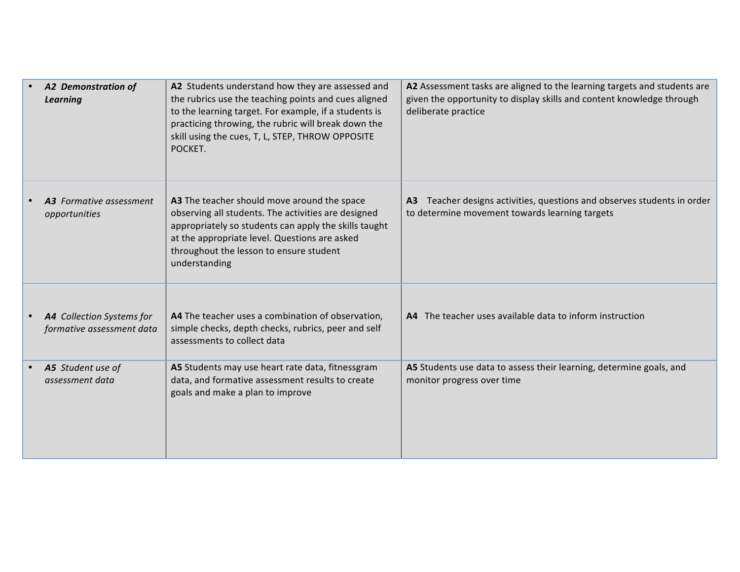| | | |
|---|---|---|
| • ***A2 Demonstration of Learning*** | **A2** Students understand how they are assessed and the rubrics use the teaching points and cues aligned to the learning target. For example, if a students is practicing throwing, the rubric will break down the skill using the cues, T, L, STEP, THROW OPPOSITE POCKET. | **A2** Assessment tasks are aligned to the learning targets and students are given the opportunity to display skills and content knowledge through deliberate practice |
| • ***A3*** *Formative assessment opportunities* | **A3** The teacher should move around the space observing all students. The activities are designed appropriately so students can apply the skills taught at the appropriate level. Questions are asked throughout the lesson to ensure student understanding | **A3** Teacher designs activities, questions and observes students in order to determine movement towards learning targets |
| • ***A4*** *Collection Systems for formative assessment data* | **A4** The teacher uses a combination of observation, simple checks, depth checks, rubrics, peer and self assessments to collect data | **A4** The teacher uses available data to inform instruction |
| • ***A5*** *Student use of assessment data* | **A5** Students may use heart rate data, fitnessgram data, and formative assessment results to create goals and make a plan to improve | **A5** Students use data to assess their learning, determine goals, and monitor progress over time |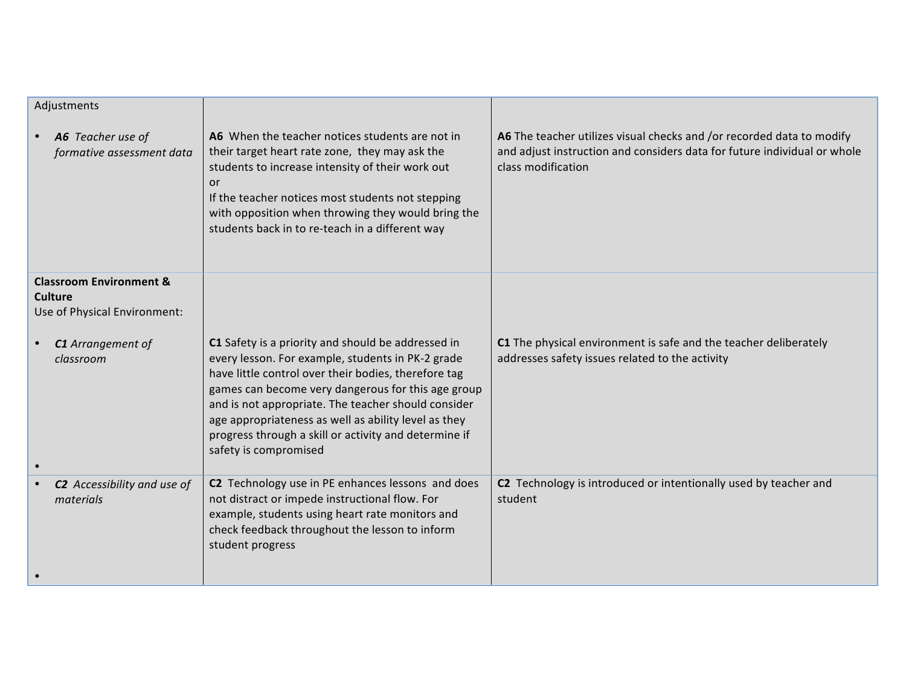| | | |
|---|---|---|
| Adjustments<br><br>• ***A6*** *Teacher use of formative assessment data* | **A6** When the teacher notices students are not in their target heart rate zone, they may ask the students to increase intensity of their work out<br>or<br>If the teacher notices most students not stepping with opposition when throwing they would bring the students back in to re-teach in a different way | **A6** The teacher utilizes visual checks and /or recorded data to modify and adjust instruction and considers data for future individual or whole class modification |
| **Classroom Environment & Culture**<br>Use of Physical Environment:<br><br>• ***C1*** *Arrangement of classroom*<br><br>• | **C1** Safety is a priority and should be addressed in every lesson. For example, students in PK-2 grade have little control over their bodies, therefore tag games can become very dangerous for this age group and is not appropriate. The teacher should consider age appropriateness as well as ability level as they progress through a skill or activity and determine if safety is compromised | **C1** The physical environment is safe and the teacher deliberately addresses safety issues related to the activity |
| • ***C2*** *Accessibility and use of materials*<br><br>• | **C2** Technology use in PE enhances lessons and does not distract or impede instructional flow. For example, students using heart rate monitors and check feedback throughout the lesson to inform student progress | **C2** Technology is introduced or intentionally used by teacher and student |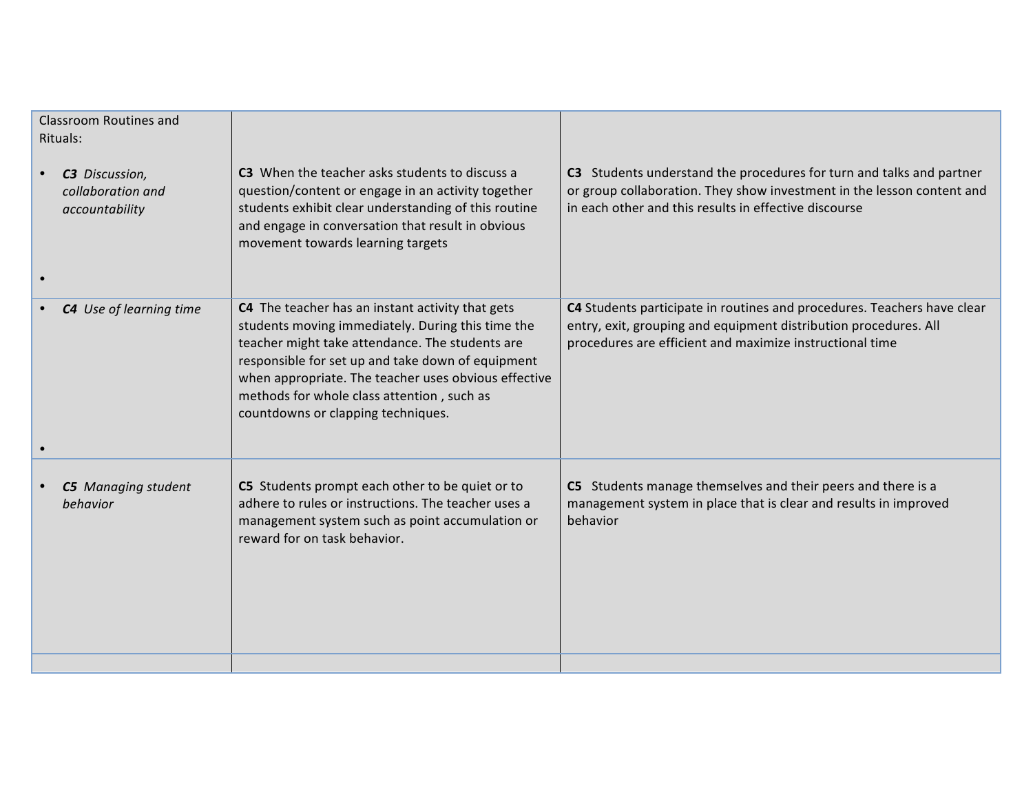| Classroom Routines and Rituals:<br>• ***C3** Discussion, collaboration and accountability*<br>• | **C3** When the teacher asks students to discuss a question/content or engage in an activity together students exhibit clear understanding of this routine and engage in conversation that result in obvious movement towards learning targets | **C3** Students understand the procedures for turn and talks and partner or group collaboration. They show investment in the lesson content and in each other and this results in effective discourse |
|---|---|---|
| • ***C4** Use of learning time*<br>• | **C4** The teacher has an instant activity that gets students moving immediately. During this time the teacher might take attendance. The students are responsible for set up and take down of equipment when appropriate. The teacher uses obvious effective methods for whole class attention , such as countdowns or clapping techniques. | **C4** Students participate in routines and procedures. Teachers have clear entry, exit, grouping and equipment distribution procedures. All procedures are efficient and maximize instructional time |
| • ***C5** Managing student behavior* | **C5** Students prompt each other to be quiet or to adhere to rules or instructions. The teacher uses a management system such as point accumulation or reward for on task behavior. | **C5** Students manage themselves and their peers and there is a management system in place that is clear and results in improved behavior |
| | | |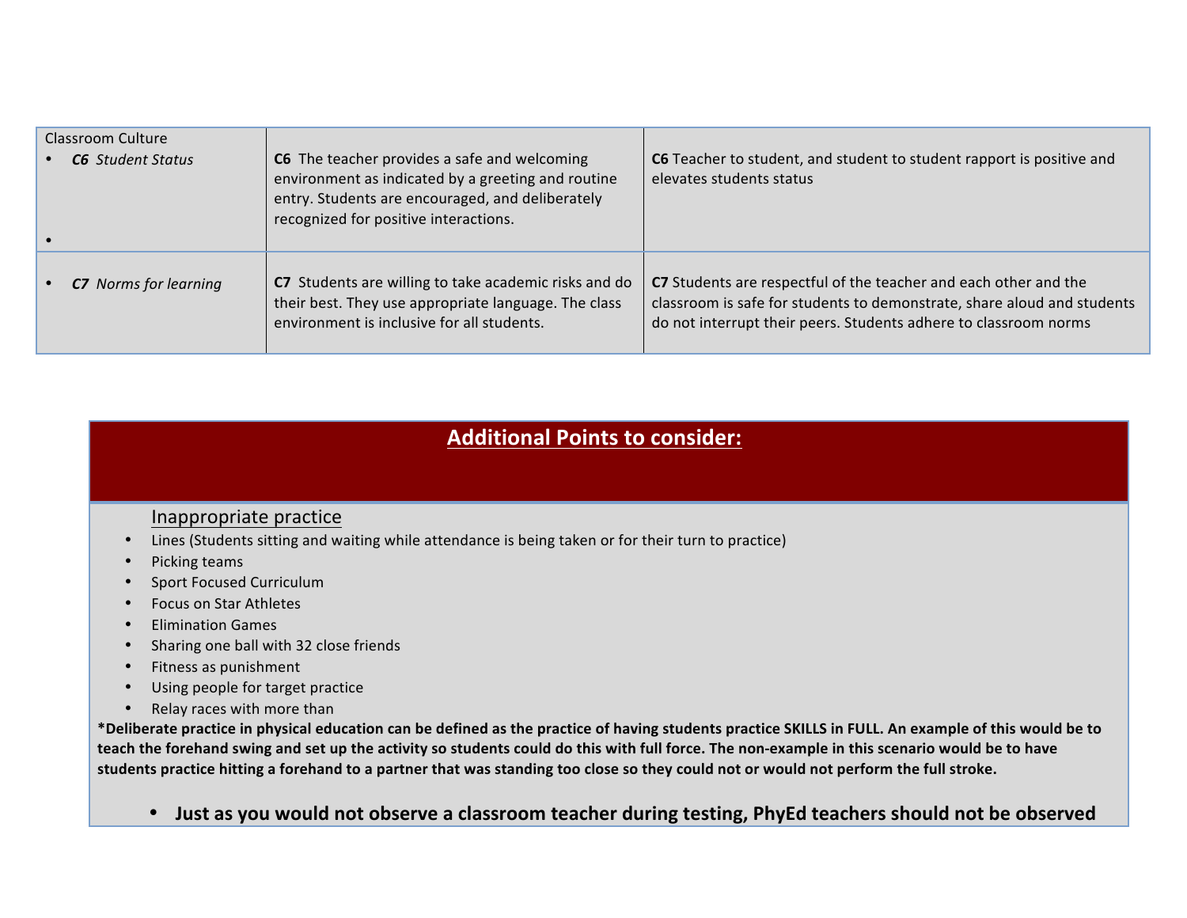| Classroom Culture<br>• ***C6** Student Status*<br>• | **C6** The teacher provides a safe and welcoming environment as indicated by a greeting and routine entry. Students are encouraged, and deliberately recognized for positive interactions. | **C6** Teacher to student, and student to student rapport is positive and elevates students status |
|---|---|---|
| • ***C7** Norms for learning* | **C7** Students are willing to take academic risks and do their best. They use appropriate language. The class environment is inclusive for all students. | **C7** Students are respectful of the teacher and each other and the classroom is safe for students to demonstrate, share aloud and students do not interrupt their peers. Students adhere to classroom norms |

## Additional Points to consider:

Inappropriate practice

- Lines (Students sitting and waiting while attendance is being taken or for their turn to practice)
- Picking teams
- Sport Focused Curriculum
- Focus on Star Athletes
- Elimination Games
- Sharing one ball with 32 close friends
- Fitness as punishment
- Using people for target practice
- Relay races with more than

**\*Deliberate practice in physical education can be defined as the practice of having students practice SKILLS in FULL. An example of this would be to teach the forehand swing and set up the activity so students could do this with full force. The non-example in this scenario would be to have students practice hitting a forehand to a partner that was standing too close so they could not or would not perform the full stroke.**

- **Just as you would not observe a classroom teacher during testing, PhyEd teachers should not be observed**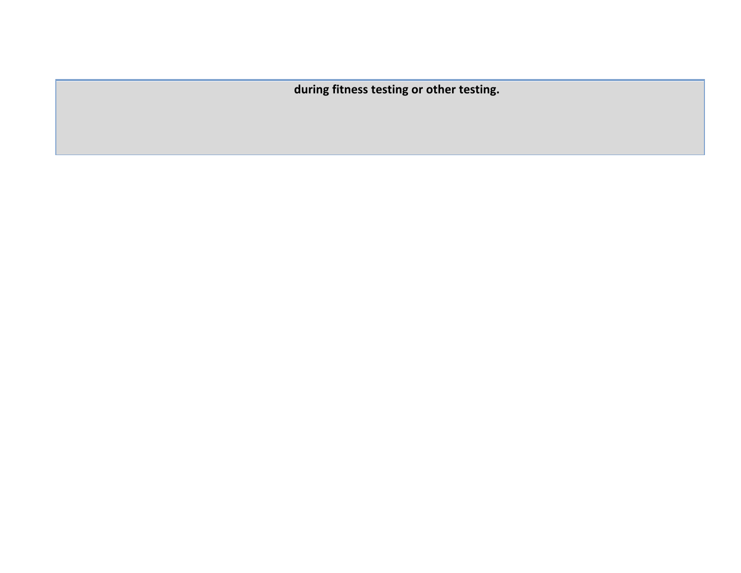**during fitness testing or other testing.**